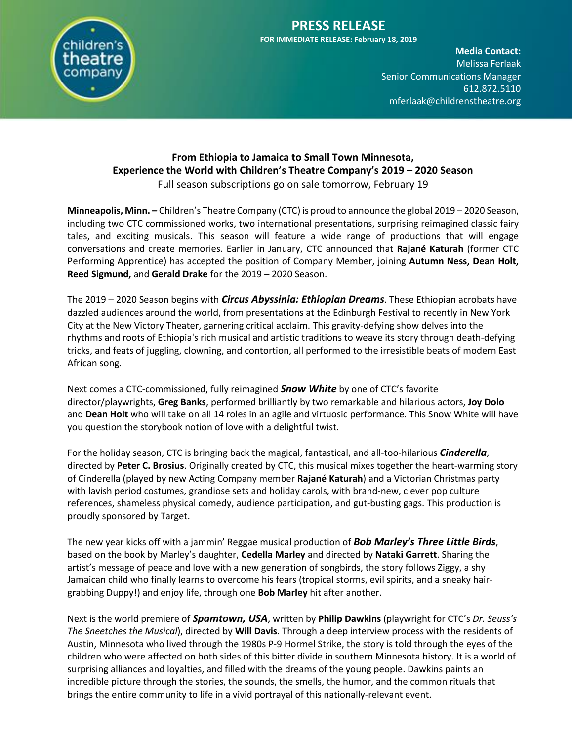# PRESS RELEASE

**FOR IMMEDIATE RELEASE: February 18, 2019**

**Media Contact:**
Melissa Ferlaak
Senior Communications Manager
612.872.5110
mferlaak@childrenstheatre.org

## From Ethiopia to Jamaica to Small Town Minnesota, Experience the World with Children's Theatre Company's 2019 – 2020 Season

Full season subscriptions go on sale tomorrow, February 19

**Minneapolis, Minn. –** Children's Theatre Company (CTC) is proud to announce the global 2019 – 2020 Season, including two CTC commissioned works, two international presentations, surprising reimagined classic fairy tales, and exciting musicals. This season will feature a wide range of productions that will engage conversations and create memories. Earlier in January, CTC announced that **Rajané Katurah** (former CTC Performing Apprentice) has accepted the position of Company Member, joining **Autumn Ness, Dean Holt, Reed Sigmund,** and **Gerald Drake** for the 2019 – 2020 Season.

The 2019 – 2020 Season begins with ***Circus Abyssinia: Ethiopian Dreams***. These Ethiopian acrobats have dazzled audiences around the world, from presentations at the Edinburgh Festival to recently in New York City at the New Victory Theater, garnering critical acclaim. This gravity-defying show delves into the rhythms and roots of Ethiopia's rich musical and artistic traditions to weave its story through death-defying tricks, and feats of juggling, clowning, and contortion, all performed to the irresistible beats of modern East African song.

Next comes a CTC-commissioned, fully reimagined ***Snow White*** by one of CTC's favorite director/playwrights, **Greg Banks**, performed brilliantly by two remarkable and hilarious actors, **Joy Dolo** and **Dean Holt** who will take on all 14 roles in an agile and virtuosic performance. This Snow White will have you question the storybook notion of love with a delightful twist.

For the holiday season, CTC is bringing back the magical, fantastical, and all-too-hilarious ***Cinderella***, directed by **Peter C. Brosius**. Originally created by CTC, this musical mixes together the heart-warming story of Cinderella (played by new Acting Company member **Rajané Katurah**) and a Victorian Christmas party with lavish period costumes, grandiose sets and holiday carols, with brand-new, clever pop culture references, shameless physical comedy, audience participation, and gut-busting gags. This production is proudly sponsored by Target.

The new year kicks off with a jammin' Reggae musical production of ***Bob Marley's Three Little Birds***, based on the book by Marley's daughter, **Cedella Marley** and directed by **Nataki Garrett**. Sharing the artist's message of peace and love with a new generation of songbirds, the story follows Ziggy, a shy Jamaican child who finally learns to overcome his fears (tropical storms, evil spirits, and a sneaky hair-grabbing Duppy!) and enjoy life, through one **Bob Marley** hit after another.

Next is the world premiere of ***Spamtown, USA***, written by **Philip Dawkins** (playwright for CTC's *Dr. Seuss's The Sneetches the Musical*), directed by **Will Davis**. Through a deep interview process with the residents of Austin, Minnesota who lived through the 1980s P-9 Hormel Strike, the story is told through the eyes of the children who were affected on both sides of this bitter divide in southern Minnesota history. It is a world of surprising alliances and loyalties, and filled with the dreams of the young people. Dawkins paints an incredible picture through the stories, the sounds, the smells, the humor, and the common rituals that brings the entire community to life in a vivid portrayal of this nationally-relevant event.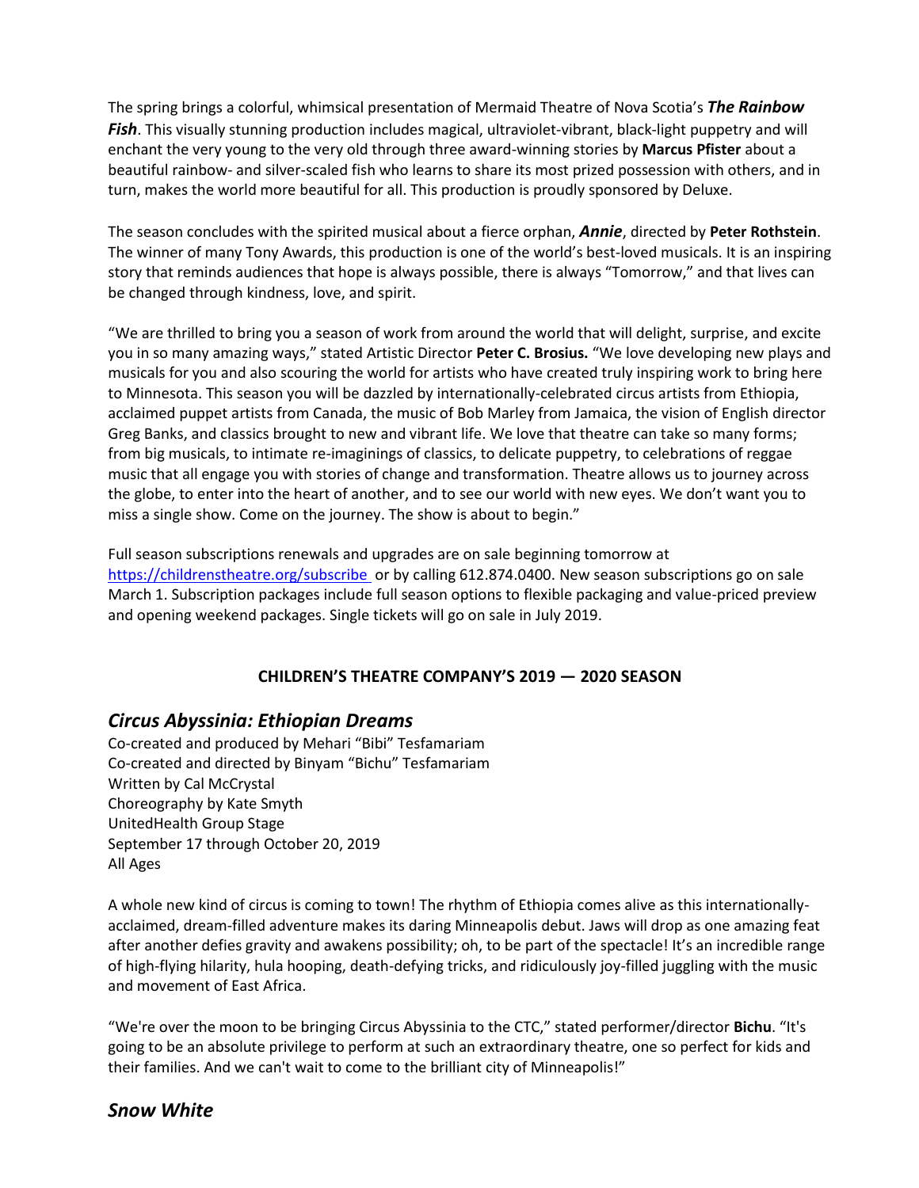The spring brings a colorful, whimsical presentation of Mermaid Theatre of Nova Scotia's ***The Rainbow Fish***. This visually stunning production includes magical, ultraviolet-vibrant, black-light puppetry and will enchant the very young to the very old through three award-winning stories by **Marcus Pfister** about a beautiful rainbow- and silver-scaled fish who learns to share its most prized possession with others, and in turn, makes the world more beautiful for all. This production is proudly sponsored by Deluxe.

The season concludes with the spirited musical about a fierce orphan, ***Annie***, directed by **Peter Rothstein**. The winner of many Tony Awards, this production is one of the world's best-loved musicals. It is an inspiring story that reminds audiences that hope is always possible, there is always "Tomorrow," and that lives can be changed through kindness, love, and spirit.

"We are thrilled to bring you a season of work from around the world that will delight, surprise, and excite you in so many amazing ways," stated Artistic Director **Peter C. Brosius.** "We love developing new plays and musicals for you and also scouring the world for artists who have created truly inspiring work to bring here to Minnesota. This season you will be dazzled by internationally-celebrated circus artists from Ethiopia, acclaimed puppet artists from Canada, the music of Bob Marley from Jamaica, the vision of English director Greg Banks, and classics brought to new and vibrant life. We love that theatre can take so many forms; from big musicals, to intimate re-imaginings of classics, to delicate puppetry, to celebrations of reggae music that all engage you with stories of change and transformation. Theatre allows us to journey across the globe, to enter into the heart of another, and to see our world with new eyes. We don't want you to miss a single show. Come on the journey. The show is about to begin."

Full season subscriptions renewals and upgrades are on sale beginning tomorrow at https://childrenstheatre.org/subscribe or by calling 612.874.0400. New season subscriptions go on sale March 1. Subscription packages include full season options to flexible packaging and value-priced preview and opening weekend packages. Single tickets will go on sale in July 2019.

**CHILDREN'S THEATRE COMPANY'S 2019 — 2020 SEASON**

## *Circus Abyssinia: Ethiopian Dreams*

Co-created and produced by Mehari "Bibi" Tesfamariam
Co-created and directed by Binyam "Bichu" Tesfamariam
Written by Cal McCrystal
Choreography by Kate Smyth
UnitedHealth Group Stage
September 17 through October 20, 2019
All Ages

A whole new kind of circus is coming to town! The rhythm of Ethiopia comes alive as this internationally-acclaimed, dream-filled adventure makes its daring Minneapolis debut. Jaws will drop as one amazing feat after another defies gravity and awakens possibility; oh, to be part of the spectacle! It's an incredible range of high-flying hilarity, hula hooping, death-defying tricks, and ridiculously joy-filled juggling with the music and movement of East Africa.

"We're over the moon to be bringing Circus Abyssinia to the CTC," stated performer/director **Bichu**. "It's going to be an absolute privilege to perform at such an extraordinary theatre, one so perfect for kids and their families. And we can't wait to come to the brilliant city of Minneapolis!"

## *Snow White*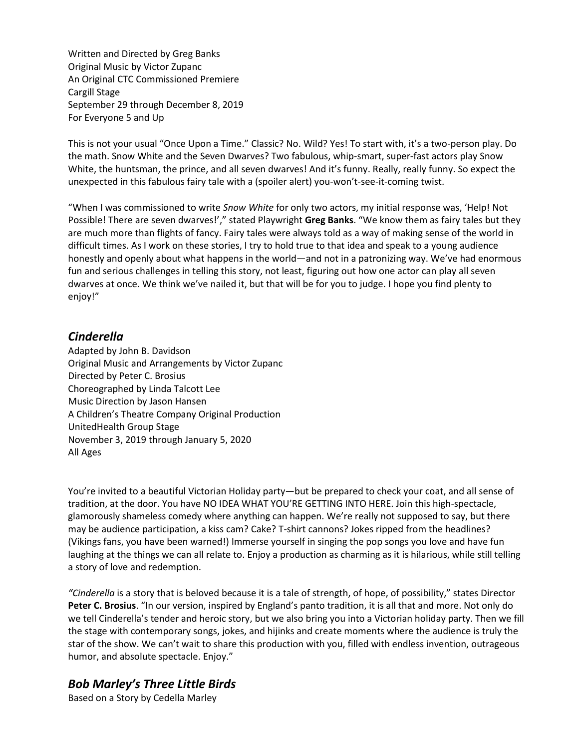Written and Directed by Greg Banks
Original Music by Victor Zupanc
An Original CTC Commissioned Premiere
Cargill Stage
September 29 through December 8, 2019
For Everyone 5 and Up

This is not your usual "Once Upon a Time." Classic? No. Wild? Yes! To start with, it's a two-person play. Do the math. Snow White and the Seven Dwarves? Two fabulous, whip-smart, super-fast actors play Snow White, the huntsman, the prince, and all seven dwarves! And it's funny. Really, really funny. So expect the unexpected in this fabulous fairy tale with a (spoiler alert) you-won't-see-it-coming twist.

"When I was commissioned to write *Snow White* for only two actors, my initial response was, 'Help! Not Possible! There are seven dwarves!'," stated Playwright **Greg Banks**. "We know them as fairy tales but they are much more than flights of fancy. Fairy tales were always told as a way of making sense of the world in difficult times. As I work on these stories, I try to hold true to that idea and speak to a young audience honestly and openly about what happens in the world—and not in a patronizing way. We've had enormous fun and serious challenges in telling this story, not least, figuring out how one actor can play all seven dwarves at once. We think we've nailed it, but that will be for you to judge. I hope you find plenty to enjoy!"

## *Cinderella*

Adapted by John B. Davidson
Original Music and Arrangements by Victor Zupanc
Directed by Peter C. Brosius
Choreographed by Linda Talcott Lee
Music Direction by Jason Hansen
A Children's Theatre Company Original Production
UnitedHealth Group Stage
November 3, 2019 through January 5, 2020
All Ages

You're invited to a beautiful Victorian Holiday party—but be prepared to check your coat, and all sense of tradition, at the door. You have NO IDEA WHAT YOU'RE GETTING INTO HERE. Join this high-spectacle, glamorously shameless comedy where anything can happen. We're really not supposed to say, but there may be audience participation, a kiss cam? Cake? T-shirt cannons? Jokes ripped from the headlines? (Vikings fans, you have been warned!) Immerse yourself in singing the pop songs you love and have fun laughing at the things we can all relate to. Enjoy a production as charming as it is hilarious, while still telling a story of love and redemption.

*"Cinderella* is a story that is beloved because it is a tale of strength, of hope, of possibility," states Director **Peter C. Brosius**. "In our version, inspired by England's panto tradition, it is all that and more. Not only do we tell Cinderella's tender and heroic story, but we also bring you into a Victorian holiday party. Then we fill the stage with contemporary songs, jokes, and hijinks and create moments where the audience is truly the star of the show. We can't wait to share this production with you, filled with endless invention, outrageous humor, and absolute spectacle. Enjoy."

## *Bob Marley's Three Little Birds*

Based on a Story by Cedella Marley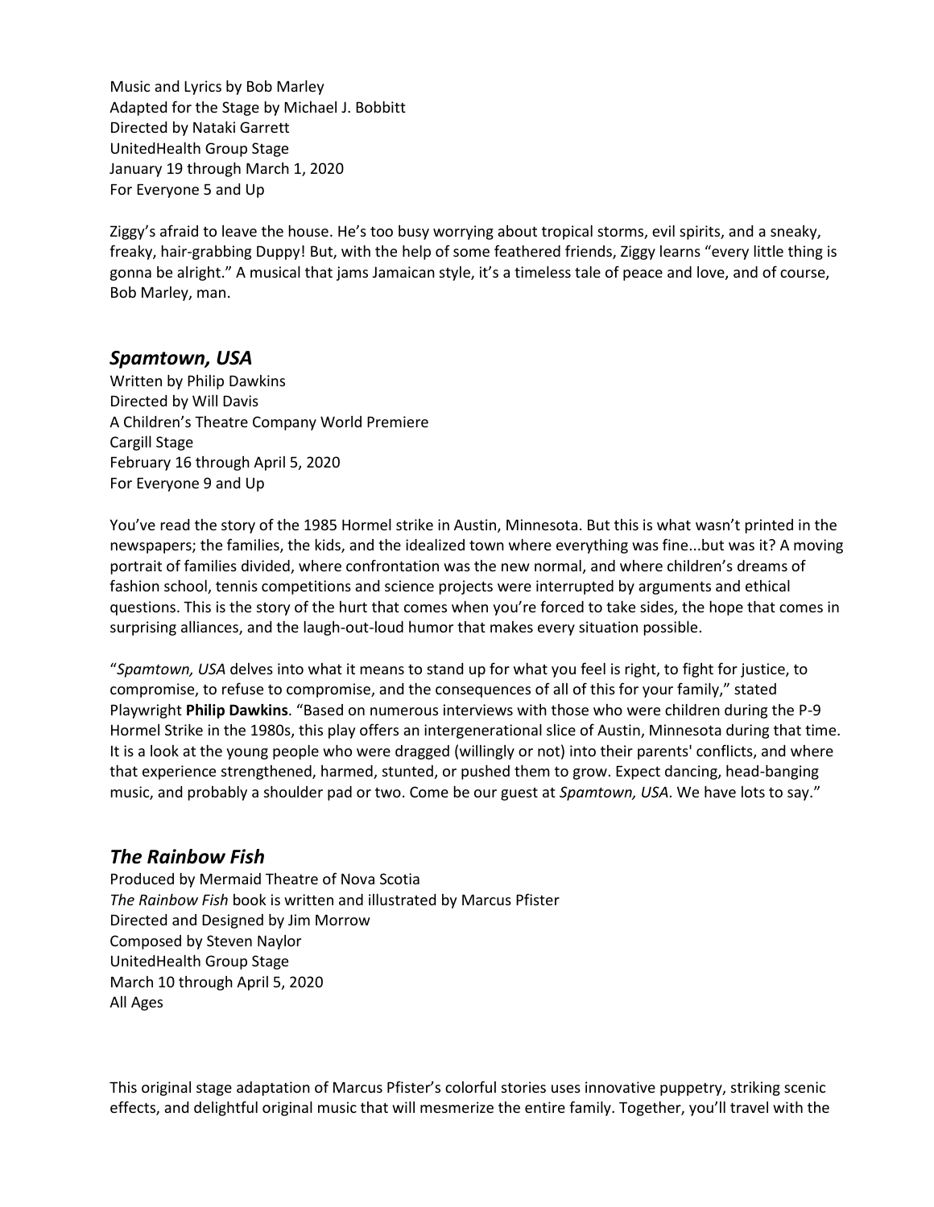Music and Lyrics by Bob Marley
Adapted for the Stage by Michael J. Bobbitt
Directed by Nataki Garrett
UnitedHealth Group Stage
January 19 through March 1, 2020
For Everyone 5 and Up

Ziggy's afraid to leave the house. He's too busy worrying about tropical storms, evil spirits, and a sneaky, freaky, hair-grabbing Duppy! But, with the help of some feathered friends, Ziggy learns "every little thing is gonna be alright." A musical that jams Jamaican style, it's a timeless tale of peace and love, and of course, Bob Marley, man.

## *Spamtown, USA*

Written by Philip Dawkins
Directed by Will Davis
A Children's Theatre Company World Premiere
Cargill Stage
February 16 through April 5, 2020
For Everyone 9 and Up

You've read the story of the 1985 Hormel strike in Austin, Minnesota. But this is what wasn't printed in the newspapers; the families, the kids, and the idealized town where everything was fine...but was it? A moving portrait of families divided, where confrontation was the new normal, and where children's dreams of fashion school, tennis competitions and science projects were interrupted by arguments and ethical questions. This is the story of the hurt that comes when you're forced to take sides, the hope that comes in surprising alliances, and the laugh-out-loud humor that makes every situation possible.

"*Spamtown, USA* delves into what it means to stand up for what you feel is right, to fight for justice, to compromise, to refuse to compromise, and the consequences of all of this for your family," stated Playwright **Philip Dawkins**. "Based on numerous interviews with those who were children during the P-9 Hormel Strike in the 1980s, this play offers an intergenerational slice of Austin, Minnesota during that time. It is a look at the young people who were dragged (willingly or not) into their parents' conflicts, and where that experience strengthened, harmed, stunted, or pushed them to grow. Expect dancing, head-banging music, and probably a shoulder pad or two. Come be our guest at *Spamtown, USA*. We have lots to say."

## *The Rainbow Fish*

Produced by Mermaid Theatre of Nova Scotia
*The Rainbow Fish* book is written and illustrated by Marcus Pfister
Directed and Designed by Jim Morrow
Composed by Steven Naylor
UnitedHealth Group Stage
March 10 through April 5, 2020
All Ages

This original stage adaptation of Marcus Pfister's colorful stories uses innovative puppetry, striking scenic effects, and delightful original music that will mesmerize the entire family. Together, you'll travel with the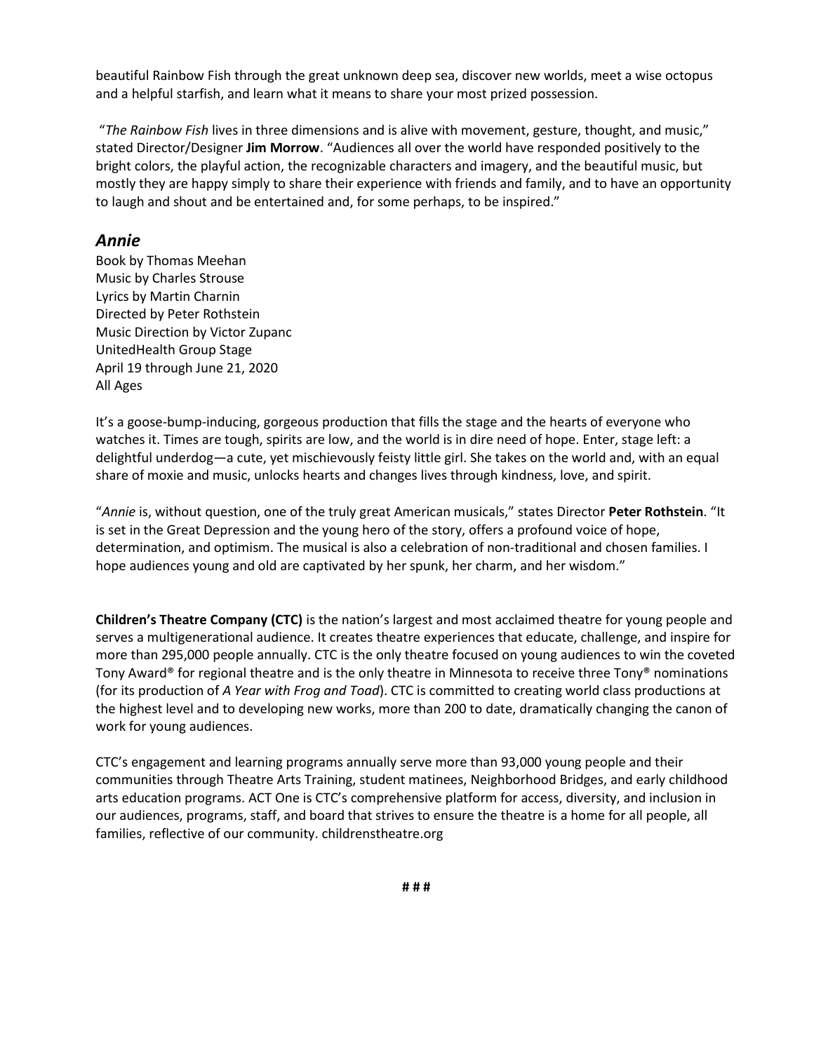beautiful Rainbow Fish through the great unknown deep sea, discover new worlds, meet a wise octopus and a helpful starfish, and learn what it means to share your most prized possession.

"*The Rainbow Fish* lives in three dimensions and is alive with movement, gesture, thought, and music," stated Director/Designer **Jim Morrow**. "Audiences all over the world have responded positively to the bright colors, the playful action, the recognizable characters and imagery, and the beautiful music, but mostly they are happy simply to share their experience with friends and family, and to have an opportunity to laugh and shout and be entertained and, for some perhaps, to be inspired."

## *Annie*

Book by Thomas Meehan
Music by Charles Strouse
Lyrics by Martin Charnin
Directed by Peter Rothstein
Music Direction by Victor Zupanc
UnitedHealth Group Stage
April 19 through June 21, 2020
All Ages

It's a goose-bump-inducing, gorgeous production that fills the stage and the hearts of everyone who watches it. Times are tough, spirits are low, and the world is in dire need of hope. Enter, stage left: a delightful underdog—a cute, yet mischievously feisty little girl. She takes on the world and, with an equal share of moxie and music, unlocks hearts and changes lives through kindness, love, and spirit.

"*Annie* is, without question, one of the truly great American musicals," states Director **Peter Rothstein**. "It is set in the Great Depression and the young hero of the story, offers a profound voice of hope, determination, and optimism. The musical is also a celebration of non-traditional and chosen families. I hope audiences young and old are captivated by her spunk, her charm, and her wisdom."

**Children's Theatre Company (CTC)** is the nation's largest and most acclaimed theatre for young people and serves a multigenerational audience. It creates theatre experiences that educate, challenge, and inspire for more than 295,000 people annually. CTC is the only theatre focused on young audiences to win the coveted Tony Award® for regional theatre and is the only theatre in Minnesota to receive three Tony® nominations (for its production of *A Year with Frog and Toad*). CTC is committed to creating world class productions at the highest level and to developing new works, more than 200 to date, dramatically changing the canon of work for young audiences.

CTC's engagement and learning programs annually serve more than 93,000 young people and their communities through Theatre Arts Training, student matinees, Neighborhood Bridges, and early childhood arts education programs. ACT One is CTC's comprehensive platform for access, diversity, and inclusion in our audiences, programs, staff, and board that strives to ensure the theatre is a home for all people, all families, reflective of our community. childrenstheatre.org

**# # #**